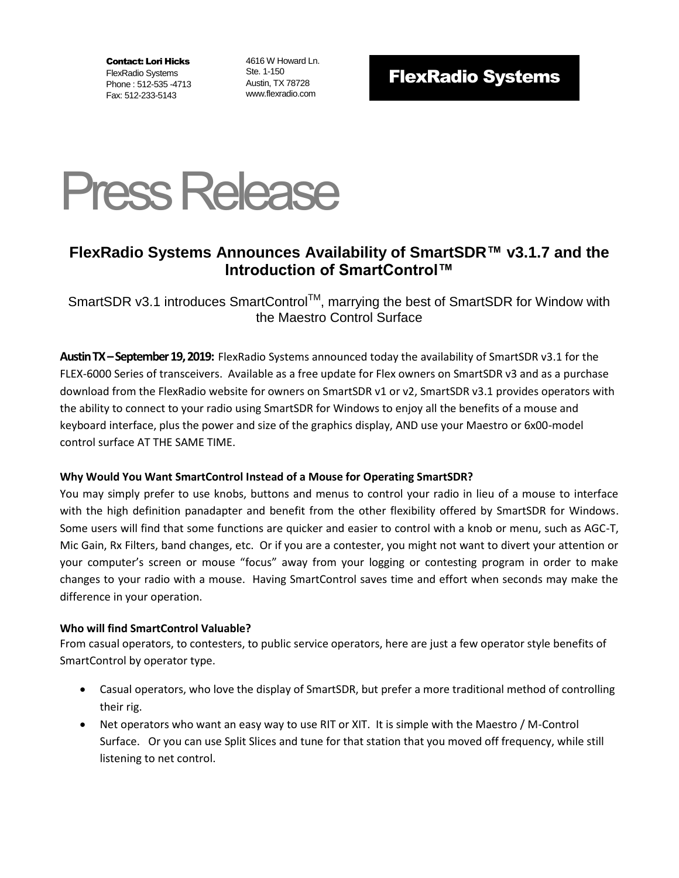**Contact: Lori Hicks**
FlexRadio Systems
Phone : 512-535 -4713
Fax: 512-233-5143

4616 W Howard Ln.
Ste. 1-150
Austin, TX 78728
www.flexradio.com

**FlexRadio Systems**

# Press Release

## FlexRadio Systems Announces Availability of SmartSDR™ v3.1.7 and the Introduction of SmartControl™

SmartSDR v3.1 introduces SmartControl™, marrying the best of SmartSDR for Window with the Maestro Control Surface

**Austin TX – September 19, 2019:** FlexRadio Systems announced today the availability of SmartSDR v3.1 for the FLEX-6000 Series of transceivers. Available as a free update for Flex owners on SmartSDR v3 and as a purchase download from the FlexRadio website for owners on SmartSDR v1 or v2, SmartSDR v3.1 provides operators with the ability to connect to your radio using SmartSDR for Windows to enjoy all the benefits of a mouse and keyboard interface, plus the power and size of the graphics display, AND use your Maestro or 6x00-model control surface AT THE SAME TIME.

**Why Would You Want SmartControl Instead of a Mouse for Operating SmartSDR?**

You may simply prefer to use knobs, buttons and menus to control your radio in lieu of a mouse to interface with the high definition panadapter and benefit from the other flexibility offered by SmartSDR for Windows. Some users will find that some functions are quicker and easier to control with a knob or menu, such as AGC-T, Mic Gain, Rx Filters, band changes, etc. Or if you are a contester, you might not want to divert your attention or your computer's screen or mouse "focus" away from your logging or contesting program in order to make changes to your radio with a mouse. Having SmartControl saves time and effort when seconds may make the difference in your operation.

**Who will find SmartControl Valuable?**

From casual operators, to contesters, to public service operators, here are just a few operator style benefits of SmartControl by operator type.

- Casual operators, who love the display of SmartSDR, but prefer a more traditional method of controlling their rig.
- Net operators who want an easy way to use RIT or XIT. It is simple with the Maestro / M-Control Surface. Or you can use Split Slices and tune for that station that you moved off frequency, while still listening to net control.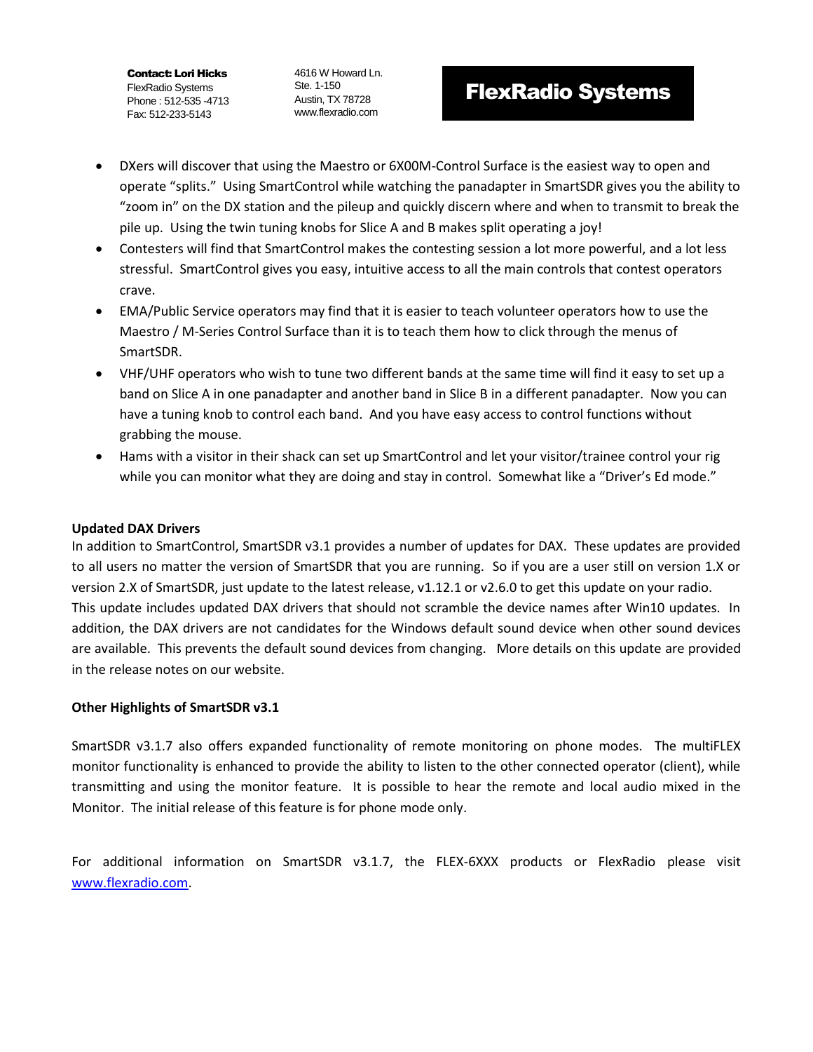- DXers will discover that using the Maestro or 6X00M-Control Surface is the easiest way to open and operate "splits." Using SmartControl while watching the panadapter in SmartSDR gives you the ability to "zoom in" on the DX station and the pileup and quickly discern where and when to transmit to break the pile up. Using the twin tuning knobs for Slice A and B makes split operating a joy!
- Contesters will find that SmartControl makes the contesting session a lot more powerful, and a lot less stressful. SmartControl gives you easy, intuitive access to all the main controls that contest operators crave.
- EMA/Public Service operators may find that it is easier to teach volunteer operators how to use the Maestro / M-Series Control Surface than it is to teach them how to click through the menus of SmartSDR.
- VHF/UHF operators who wish to tune two different bands at the same time will find it easy to set up a band on Slice A in one panadapter and another band in Slice B in a different panadapter. Now you can have a tuning knob to control each band. And you have easy access to control functions without grabbing the mouse.
- Hams with a visitor in their shack can set up SmartControl and let your visitor/trainee control your rig while you can monitor what they are doing and stay in control. Somewhat like a "Driver's Ed mode."

**Updated DAX Drivers**

In addition to SmartControl, SmartSDR v3.1 provides a number of updates for DAX. These updates are provided to all users no matter the version of SmartSDR that you are running. So if you are a user still on version 1.X or version 2.X of SmartSDR, just update to the latest release, v1.12.1 or v2.6.0 to get this update on your radio. This update includes updated DAX drivers that should not scramble the device names after Win10 updates. In addition, the DAX drivers are not candidates for the Windows default sound device when other sound devices are available. This prevents the default sound devices from changing. More details on this update are provided in the release notes on our website.

**Other Highlights of SmartSDR v3.1**

SmartSDR v3.1.7 also offers expanded functionality of remote monitoring on phone modes. The multiFLEX monitor functionality is enhanced to provide the ability to listen to the other connected operator (client), while transmitting and using the monitor feature. It is possible to hear the remote and local audio mixed in the Monitor. The initial release of this feature is for phone mode only.

For additional information on SmartSDR v3.1.7, the FLEX-6XXX products or FlexRadio please visit [www.flexradio.com](www.flexradio.com).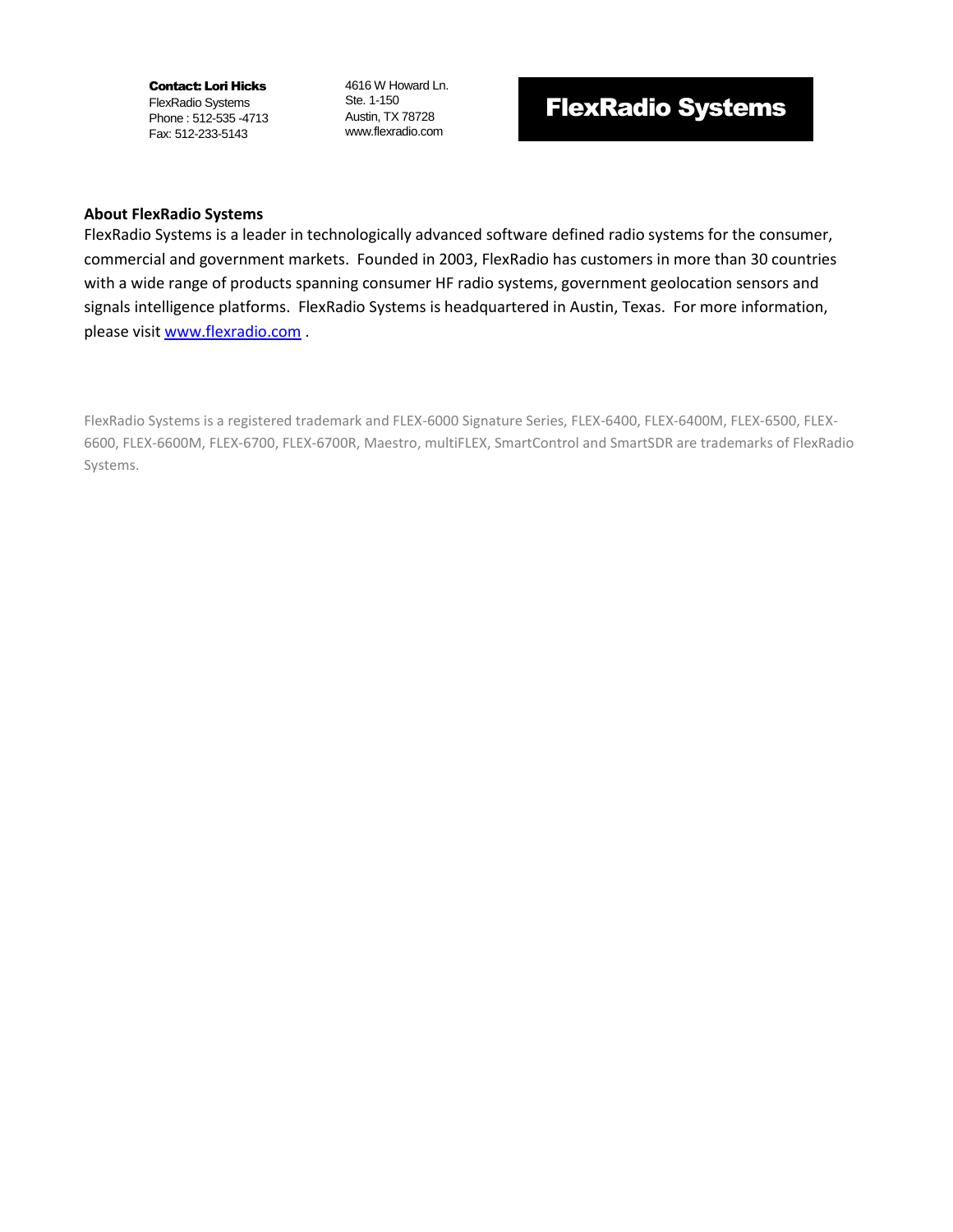**Contact: Lori Hicks**
FlexRadio Systems
Phone : 512-535 -4713
Fax: 512-233-5143

4616 W Howard Ln.
Ste. 1-150
Austin, TX 78728
www.flexradio.com

**FlexRadio Systems**

**About FlexRadio Systems**

FlexRadio Systems is a leader in technologically advanced software defined radio systems for the consumer, commercial and government markets. Founded in 2003, FlexRadio has customers in more than 30 countries with a wide range of products spanning consumer HF radio systems, government geolocation sensors and signals intelligence platforms. FlexRadio Systems is headquartered in Austin, Texas. For more information, please visit www.flexradio.com .

FlexRadio Systems is a registered trademark and FLEX-6000 Signature Series, FLEX-6400, FLEX-6400M, FLEX-6500, FLEX-6600, FLEX-6600M, FLEX-6700, FLEX-6700R, Maestro, multiFLEX, SmartControl and SmartSDR are trademarks of FlexRadio Systems.